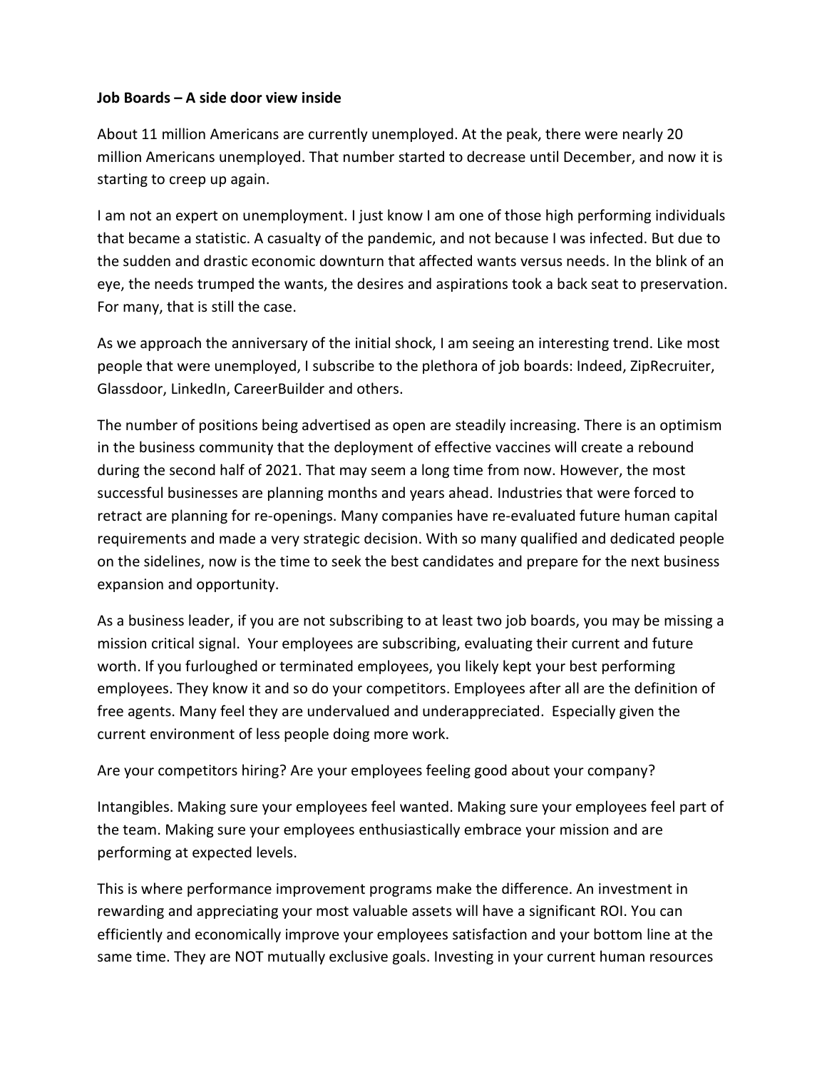**Job Boards – A side door view inside**

About 11 million Americans are currently unemployed. At the peak, there were nearly 20 million Americans unemployed. That number started to decrease until December, and now it is starting to creep up again.

I am not an expert on unemployment. I just know I am one of those high performing individuals that became a statistic. A casualty of the pandemic, and not because I was infected. But due to the sudden and drastic economic downturn that affected wants versus needs. In the blink of an eye, the needs trumped the wants, the desires and aspirations took a back seat to preservation. For many, that is still the case.

As we approach the anniversary of the initial shock, I am seeing an interesting trend. Like most people that were unemployed, I subscribe to the plethora of job boards: Indeed, ZipRecruiter, Glassdoor, LinkedIn, CareerBuilder and others.

The number of positions being advertised as open are steadily increasing. There is an optimism in the business community that the deployment of effective vaccines will create a rebound during the second half of 2021. That may seem a long time from now. However, the most successful businesses are planning months and years ahead. Industries that were forced to retract are planning for re-openings. Many companies have re-evaluated future human capital requirements and made a very strategic decision. With so many qualified and dedicated people on the sidelines, now is the time to seek the best candidates and prepare for the next business expansion and opportunity.

As a business leader, if you are not subscribing to at least two job boards, you may be missing a mission critical signal. Your employees are subscribing, evaluating their current and future worth. If you furloughed or terminated employees, you likely kept your best performing employees. They know it and so do your competitors. Employees after all are the definition of free agents. Many feel they are undervalued and underappreciated. Especially given the current environment of less people doing more work.

Are your competitors hiring? Are your employees feeling good about your company?

Intangibles. Making sure your employees feel wanted. Making sure your employees feel part of the team. Making sure your employees enthusiastically embrace your mission and are performing at expected levels.

This is where performance improvement programs make the difference. An investment in rewarding and appreciating your most valuable assets will have a significant ROI. You can efficiently and economically improve your employees satisfaction and your bottom line at the same time. They are NOT mutually exclusive goals. Investing in your current human resources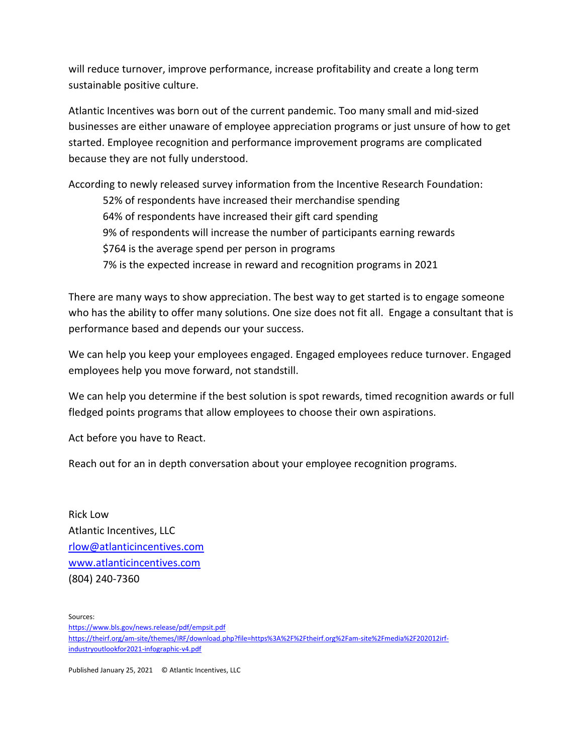will reduce turnover, improve performance, increase profitability and create a long term sustainable positive culture.

Atlantic Incentives was born out of the current pandemic. Too many small and mid-sized businesses are either unaware of employee appreciation programs or just unsure of how to get started. Employee recognition and performance improvement programs are complicated because they are not fully understood.

According to newly released survey information from the Incentive Research Foundation:

52% of respondents have increased their merchandise spending
64% of respondents have increased their gift card spending
9% of respondents will increase the number of participants earning rewards
$764 is the average spend per person in programs
7% is the expected increase in reward and recognition programs in 2021

There are many ways to show appreciation. The best way to get started is to engage someone who has the ability to offer many solutions. One size does not fit all. Engage a consultant that is performance based and depends our your success.

We can help you keep your employees engaged. Engaged employees reduce turnover. Engaged employees help you move forward, not standstill.

We can help you determine if the best solution is spot rewards, timed recognition awards or full fledged points programs that allow employees to choose their own aspirations.

Act before you have to React.

Reach out for an in depth conversation about your employee recognition programs.

Rick Low
Atlantic Incentives, LLC
rlow@atlanticincentives.com
www.atlanticincentives.com
(804) 240-7360

Sources:
https://www.bls.gov/news.release/pdf/empsit.pdf
https://theirf.org/am-site/themes/IRF/download.php?file=https%3A%2F%2Ftheirf.org%2Fam-site%2Fmedia%2F202012irf-industryoutlookfor2021-infographic-v4.pdf

Published January 25, 2021 © Atlantic Incentives, LLC